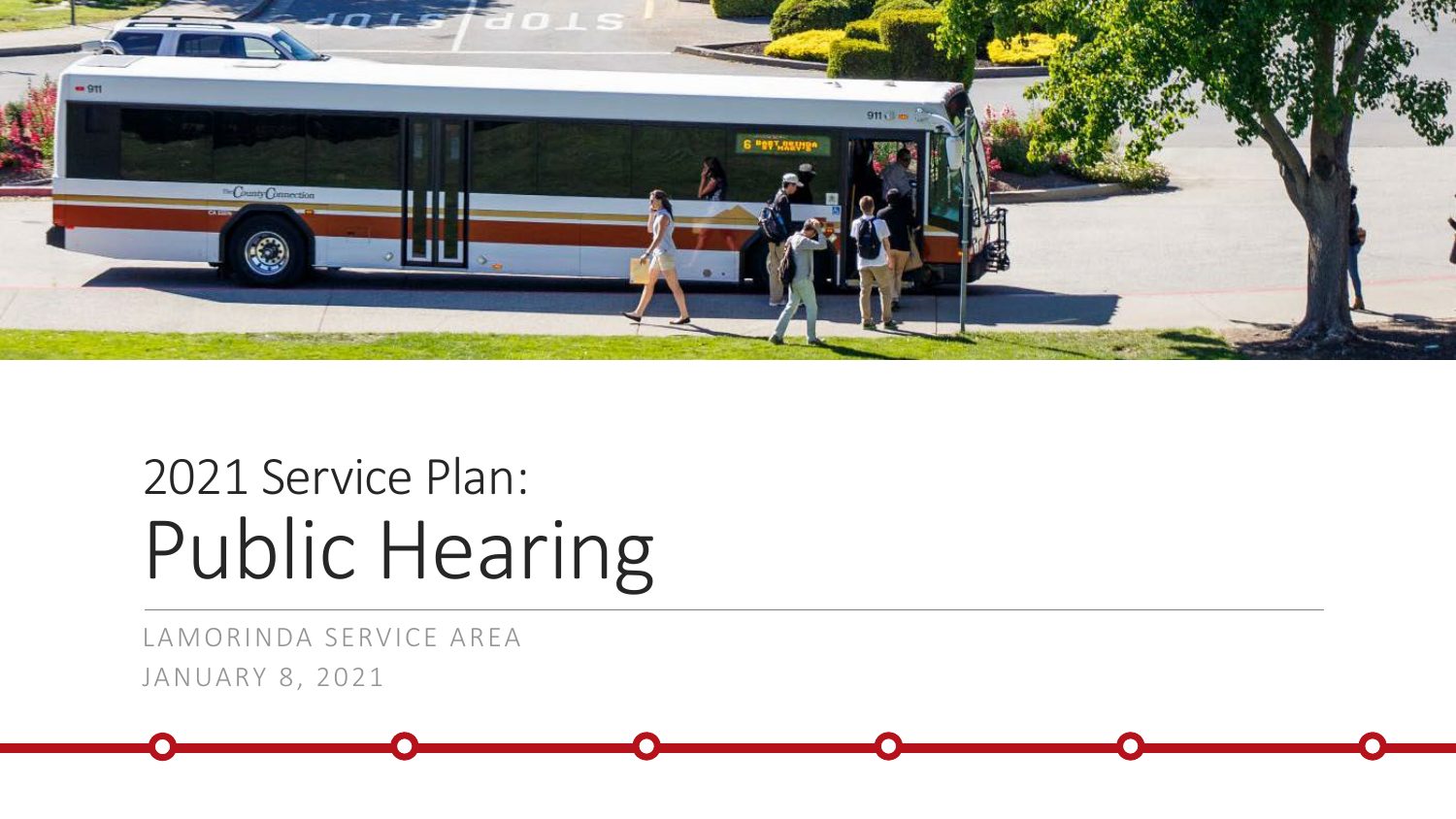# 2021 Service Plan: Public Hearing

LAMORINDA SERVICE AREA

JANUARY 8, 2021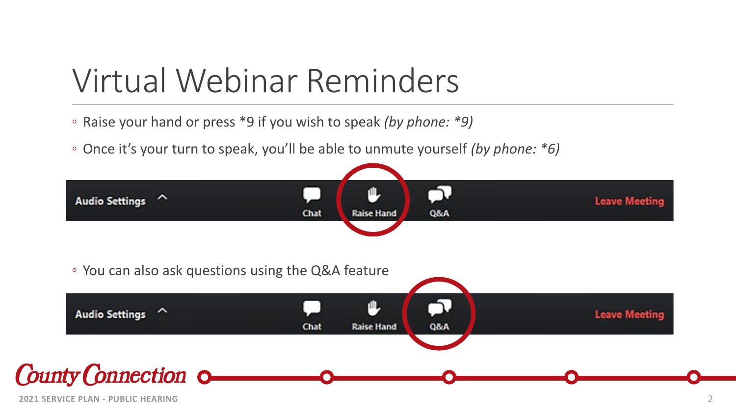# Virtual Webinar Reminders

- Raise your hand or press *9 if you wish to speak *(by phone: *9)*
- Once it's your turn to speak, you'll be able to unmute yourself *(by phone: *6)*

Audio Settings ^ Chat Raise Hand Q&A Leave Meeting

- You can also ask questions using the Q&A feature

Audio Settings ^ Chat Raise Hand Q&A Leave Meeting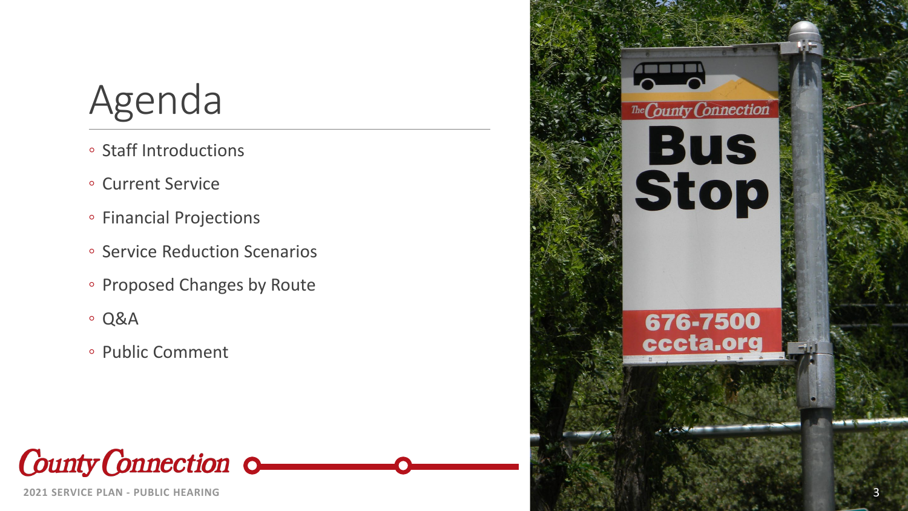# Agenda

- Staff Introductions
- Current Service
- Financial Projections
- Service Reduction Scenarios
- Proposed Changes by Route
- Q&A
- Public Comment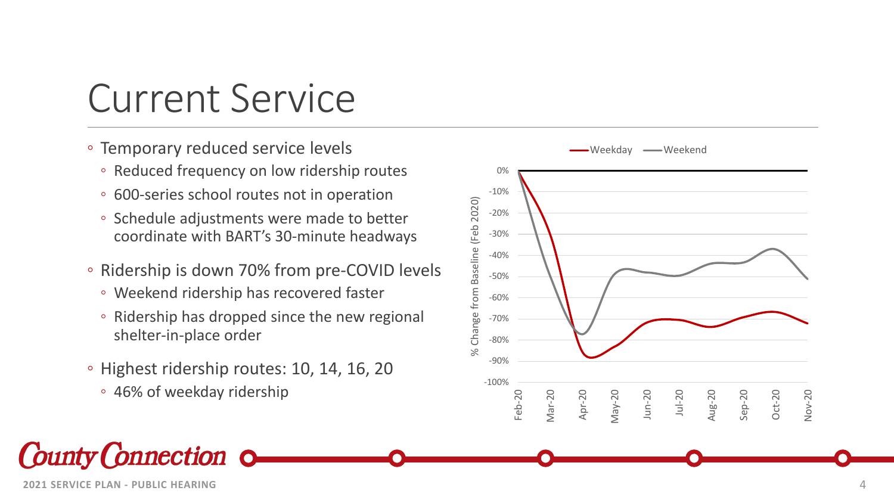# Current Service

- Temporary reduced service levels
  - Reduced frequency on low ridership routes
  - 600-series school routes not in operation
  - Schedule adjustments were made to better coordinate with BART's 30-minute headways
- Ridership is down 70% from pre-COVID levels
  - Weekend ridership has recovered faster
  - Ridership has dropped since the new regional shelter-in-place order
- Highest ridership routes: 10, 14, 16, 20
  - 46% of weekday ridership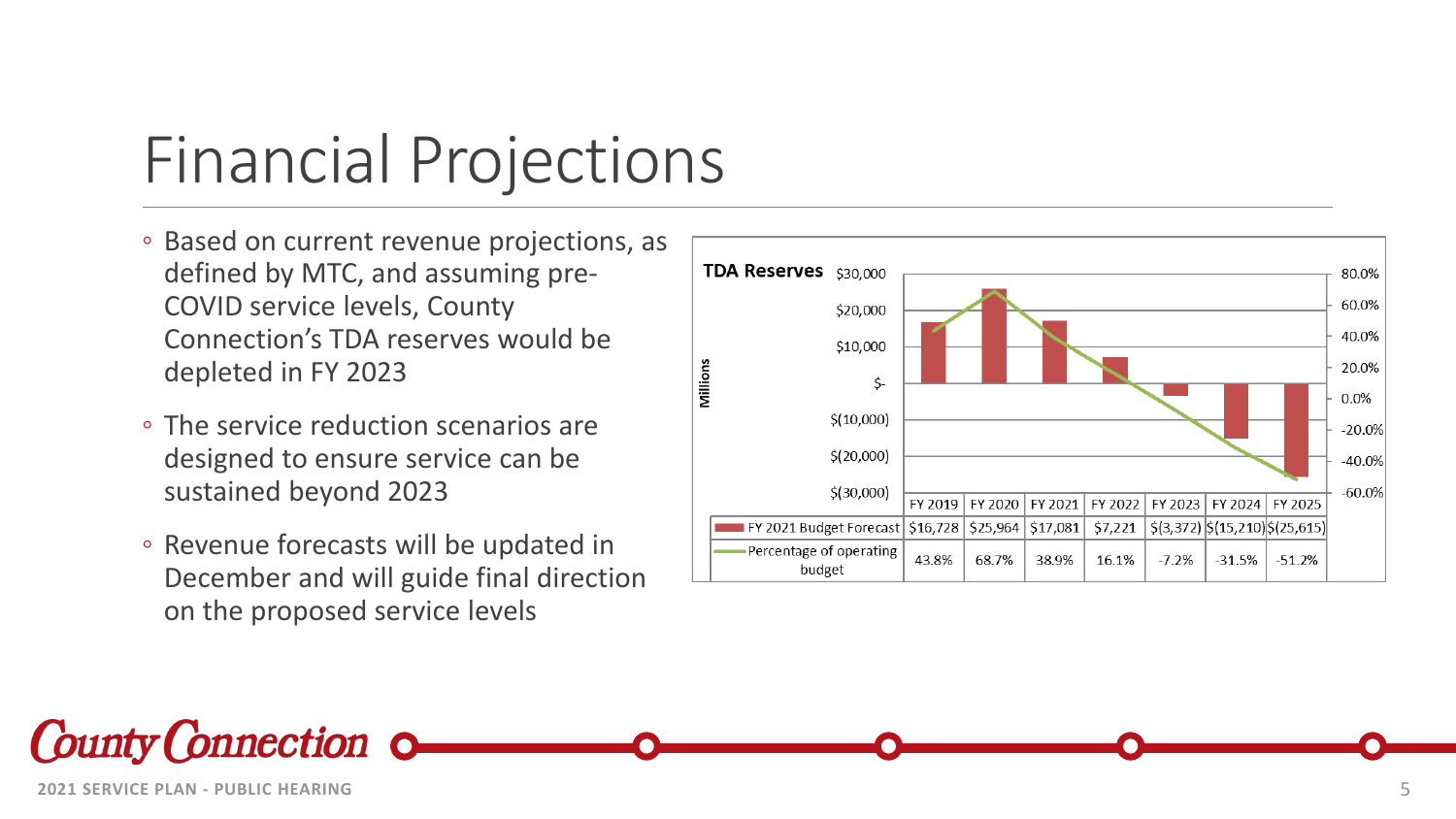# Financial Projections

- Based on current revenue projections, as defined by MTC, and assuming pre-COVID service levels, County Connection's TDA reserves would be depleted in FY 2023
- The service reduction scenarios are designed to ensure service can be sustained beyond 2023
- Revenue forecasts will be updated in December and will guide final direction on the proposed service levels

**TDA Reserves** (Millions)

| | FY 2019 | FY 2020 | FY 2021 | FY 2022 | FY 2023 | FY 2024 | FY 2025 |
|---|---|---|---|---|---|---|---|
| FY 2021 Budget Forecast | $16,728 | $25,964 | $17,081 | $7,221 | $(3,372) | $(15,210) | $(25,615) |
| Percentage of operating budget | 43.8% | 68.7% | 38.9% | 16.1% | -7.2% | -31.5% | -51.2% |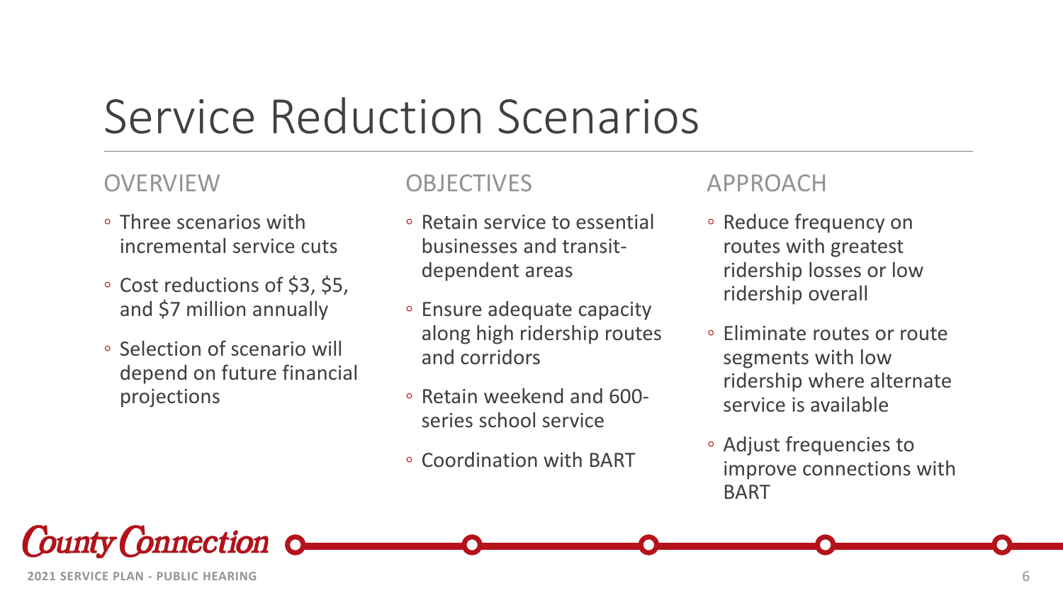# Service Reduction Scenarios

## OVERVIEW

- Three scenarios with incremental service cuts
- Cost reductions of $3, $5, and $7 million annually
- Selection of scenario will depend on future financial projections

## OBJECTIVES

- Retain service to essential businesses and transit-dependent areas
- Ensure adequate capacity along high ridership routes and corridors
- Retain weekend and 600-series school service
- Coordination with BART

## APPROACH

- Reduce frequency on routes with greatest ridership losses or low ridership overall
- Eliminate routes or route segments with low ridership where alternate service is available
- Adjust frequencies to improve connections with BART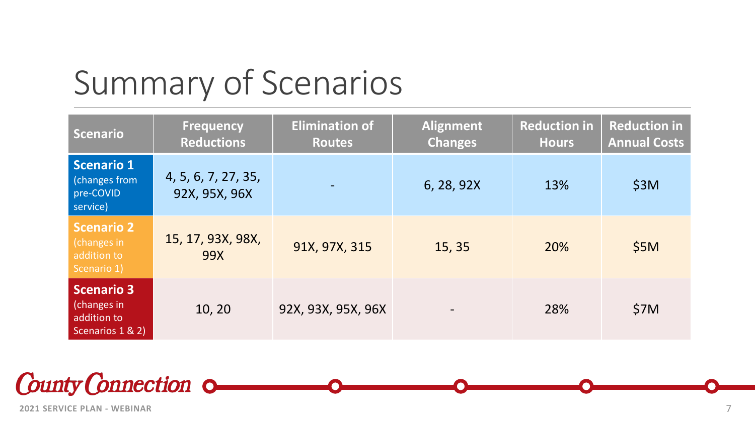# Summary of Scenarios

| Scenario | Frequency Reductions | Elimination of Routes | Alignment Changes | Reduction in Hours | Reduction in Annual Costs |
|---|---|---|---|---|---|
| **Scenario 1** (changes from pre-COVID service) | 4, 5, 6, 7, 27, 35, 92X, 95X, 96X | - | 6, 28, 92X | 13% | $3M |
| **Scenario 2** (changes in addition to Scenario 1) | 15, 17, 93X, 98X, 99X | 91X, 97X, 315 | 15, 35 | 20% | $5M |
| **Scenario 3** (changes in addition to Scenarios 1 & 2) | 10, 20 | 92X, 93X, 95X, 96X | - | 28% | $7M |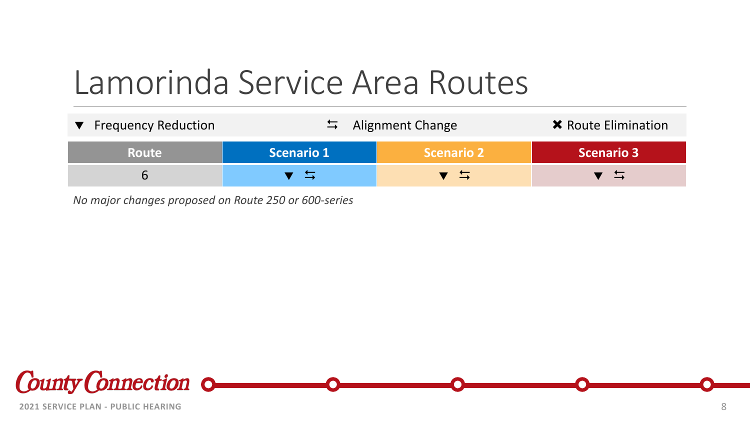# Lamorinda Service Area Routes

▼ Frequency Reduction ⇆ Alignment Change ✖ Route Elimination

| Route | Scenario 1 | Scenario 2 | Scenario 3 |
|---|---|---|---|
| 6 | ▼ ⇆ | ▼ ⇆ | ▼ ⇆ |

*No major changes proposed on Route 250 or 600-series*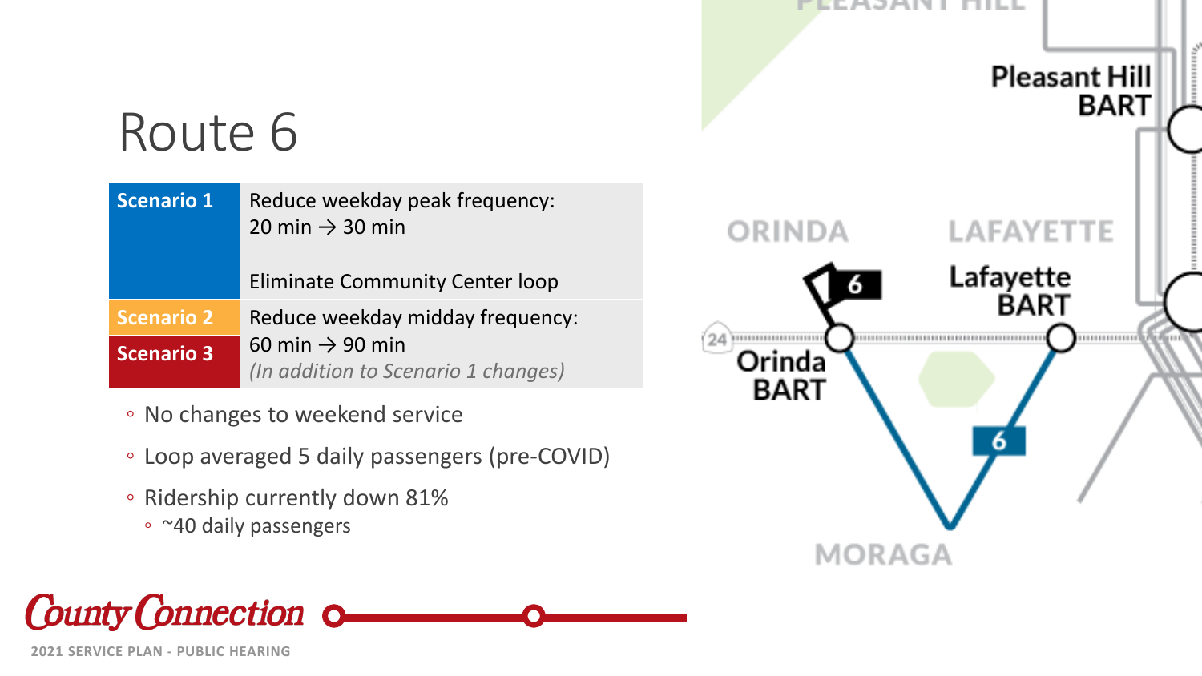# Route 6

| Scenario | Changes |
|---|---|
| **Scenario 1** | Reduce weekday peak frequency: 20 min → 30 min<br><br>Eliminate Community Center loop |
| **Scenario 2** | Reduce weekday midday frequency: 60 min → 90 min *(In addition to Scenario 1 changes)* |
| **Scenario 3** | |

- No changes to weekend service
- Loop averaged 5 daily passengers (pre-COVID)
- Ridership currently down 81%
  - ~40 daily passengers

PLEASANT HILL

Pleasant Hill BART

ORINDA

LAFAYETTE

6

Lafayette BART

24

Orinda BART

6

MORAGA

County Connection

2021 SERVICE PLAN - PUBLIC HEARING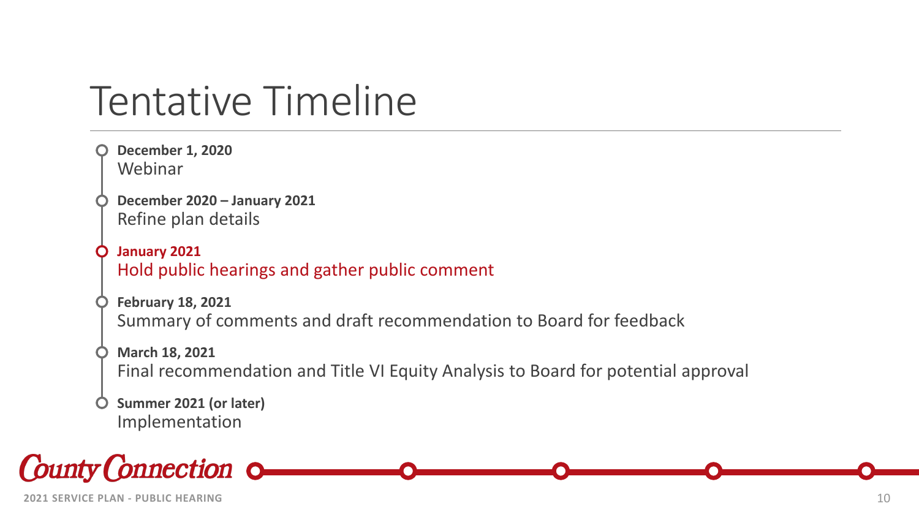# Tentative Timeline

- **December 1, 2020**
  Webinar
- **December 2020 – January 2021**
  Refine plan details
- **January 2021**
  Hold public hearings and gather public comment
- **February 18, 2021**
  Summary of comments and draft recommendation to Board for feedback
- **March 18, 2021**
  Final recommendation and Title VI Equity Analysis to Board for potential approval
- **Summer 2021 (or later)**
  Implementation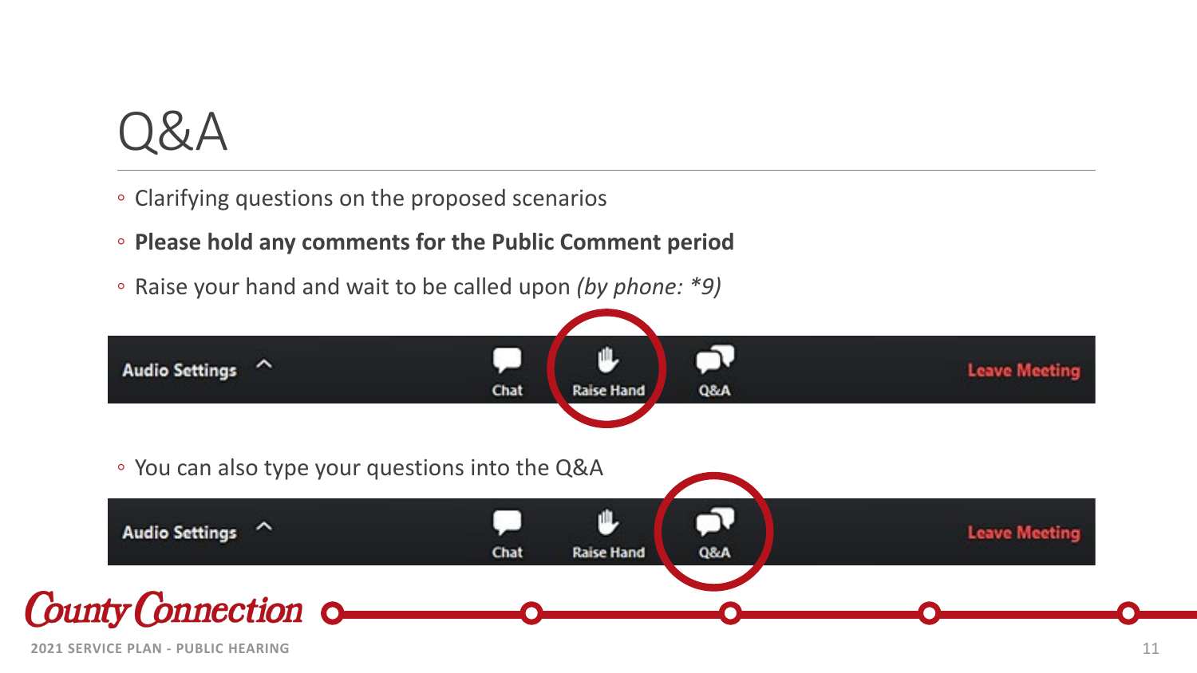# Q&A

- Clarifying questions on the proposed scenarios
- **Please hold any comments for the Public Comment period**
- Raise your hand and wait to be called upon *(by phone: *9)*

Audio Settings ^ Chat Raise Hand Q&A Leave Meeting

- You can also type your questions into the Q&A

Audio Settings ^ Chat Raise Hand Q&A Leave Meeting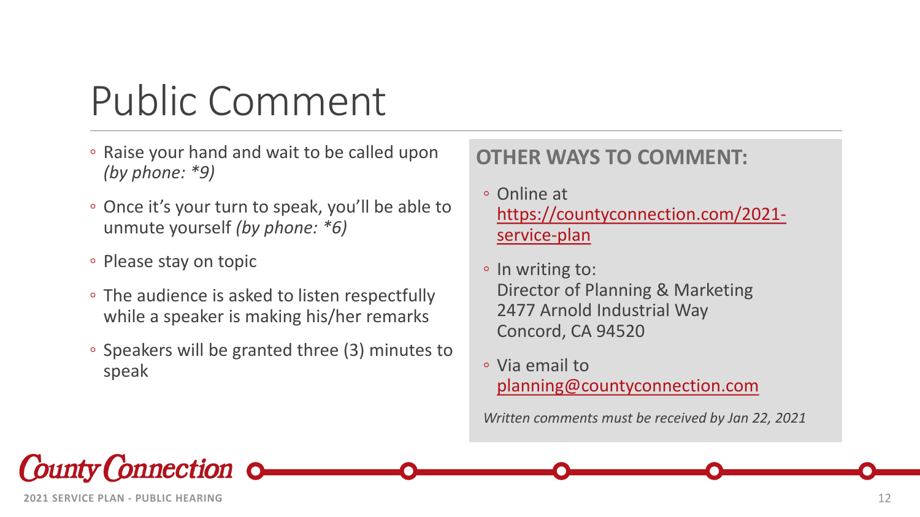# Public Comment

- Raise your hand and wait to be called upon *(by phone: *9)*
- Once it's your turn to speak, you'll be able to unmute yourself *(by phone: *6)*
- Please stay on topic
- The audience is asked to listen respectfully while a speaker is making his/her remarks
- Speakers will be granted three (3) minutes to speak

## OTHER WAYS TO COMMENT:

- Online at [https://countyconnection.com/2021-service-plan](https://countyconnection.com/2021-service-plan)
- In writing to:
  Director of Planning & Marketing
  2477 Arnold Industrial Way
  Concord, CA 94520
- Via email to [planning@countyconnection.com](mailto:planning@countyconnection.com)

*Written comments must be received by Jan 22, 2021*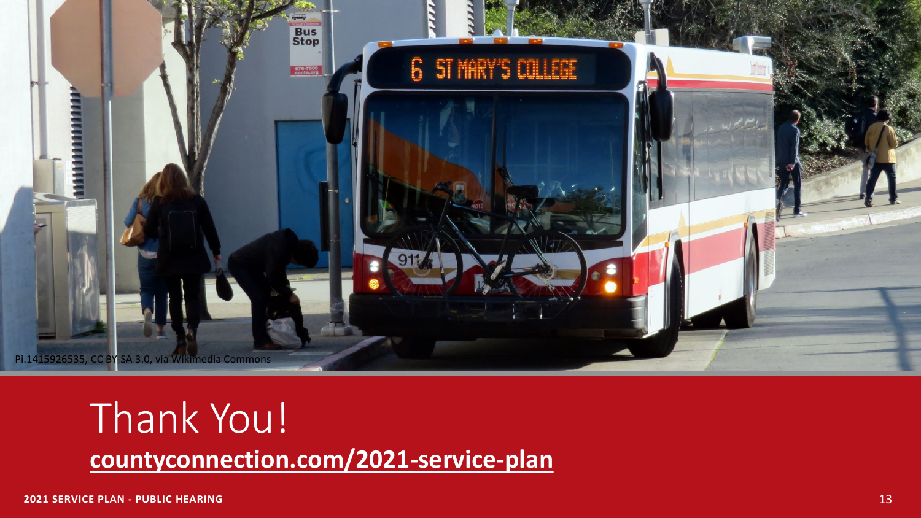Pi.1415926535, CC BY-SA 3.0, via Wikimedia Commons

# Thank You!

**countyconnection.com/2021-service-plan**

**2021 SERVICE PLAN - PUBLIC HEARING**